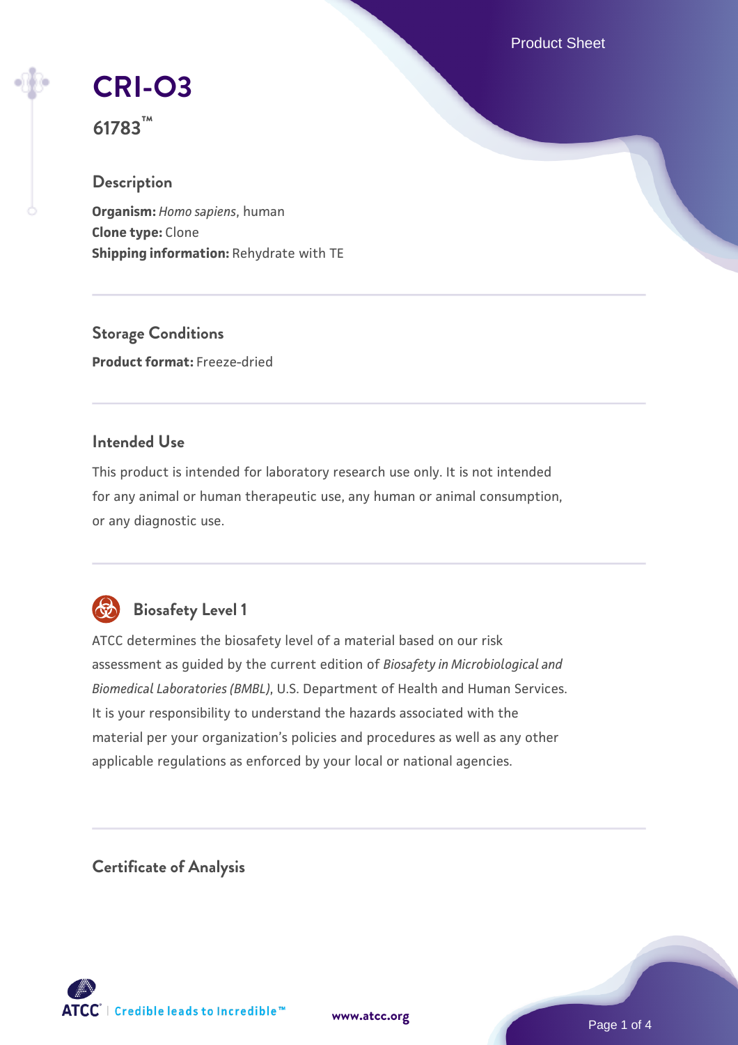# CRI-O3

**61783™**

## Description

**Organism:** *Homo sapiens*, human
**Clone type:** Clone
**Shipping information:** Rehydrate with TE

## Storage Conditions

**Product format:** Freeze-dried

## Intended Use

This product is intended for laboratory research use only. It is not intended for any animal or human therapeutic use, any human or animal consumption, or any diagnostic use.

## Biosafety Level 1

ATCC determines the biosafety level of a material based on our risk assessment as guided by the current edition of *Biosafety in Microbiological and Biomedical Laboratories (BMBL)*, U.S. Department of Health and Human Services. It is your responsibility to understand the hazards associated with the material per your organization's policies and procedures as well as any other applicable regulations as enforced by your local or national agencies.

## Certificate of Analysis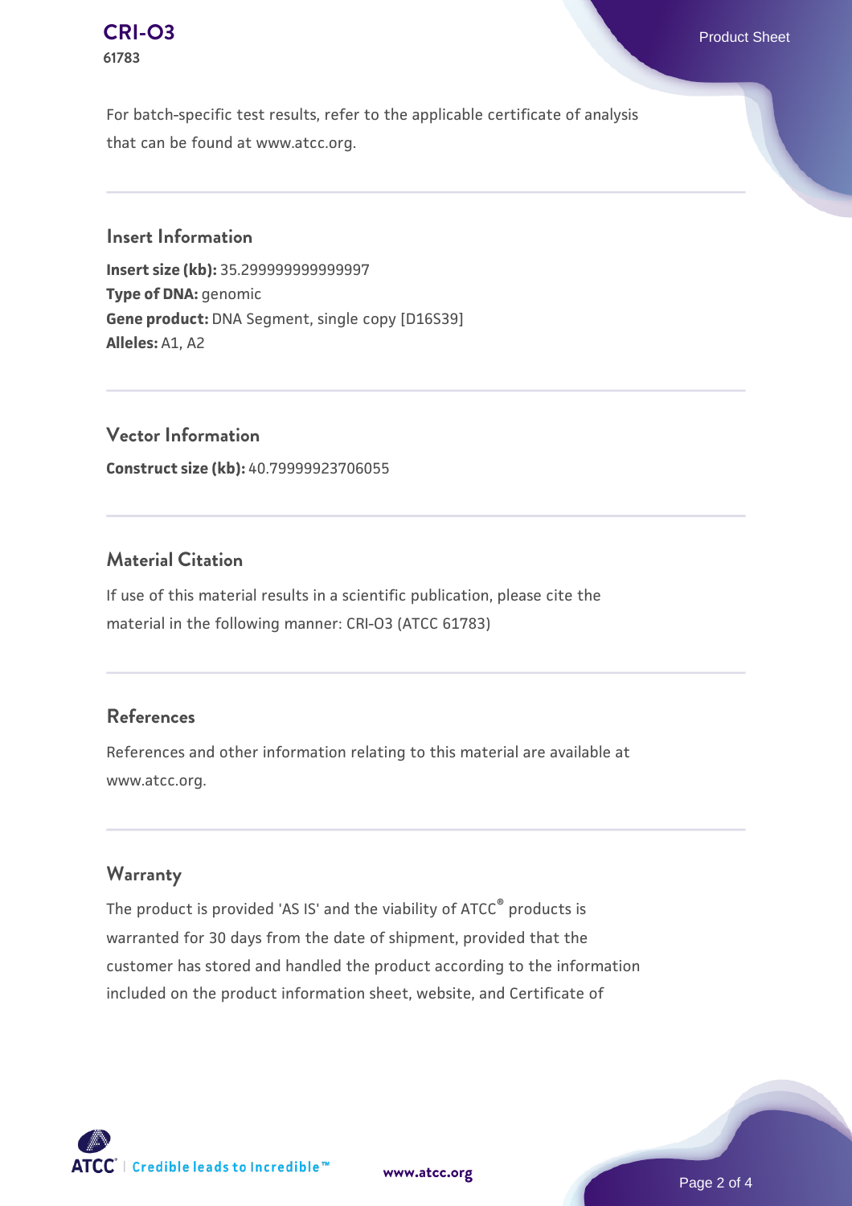For batch-specific test results, refer to the applicable certificate of analysis that can be found at www.atcc.org.

## Insert Information

**Insert size (kb):** 35.299999999999997
**Type of DNA:** genomic
**Gene product:** DNA Segment, single copy [D16S39]
**Alleles:** A1, A2

## Vector Information

**Construct size (kb):** 40.79999923706055

## Material Citation

If use of this material results in a scientific publication, please cite the material in the following manner: CRI-O3 (ATCC 61783)

## References

References and other information relating to this material are available at www.atcc.org.

## Warranty

The product is provided 'AS IS' and the viability of ATCC® products is warranted for 30 days from the date of shipment, provided that the customer has stored and handled the product according to the information included on the product information sheet, website, and Certificate of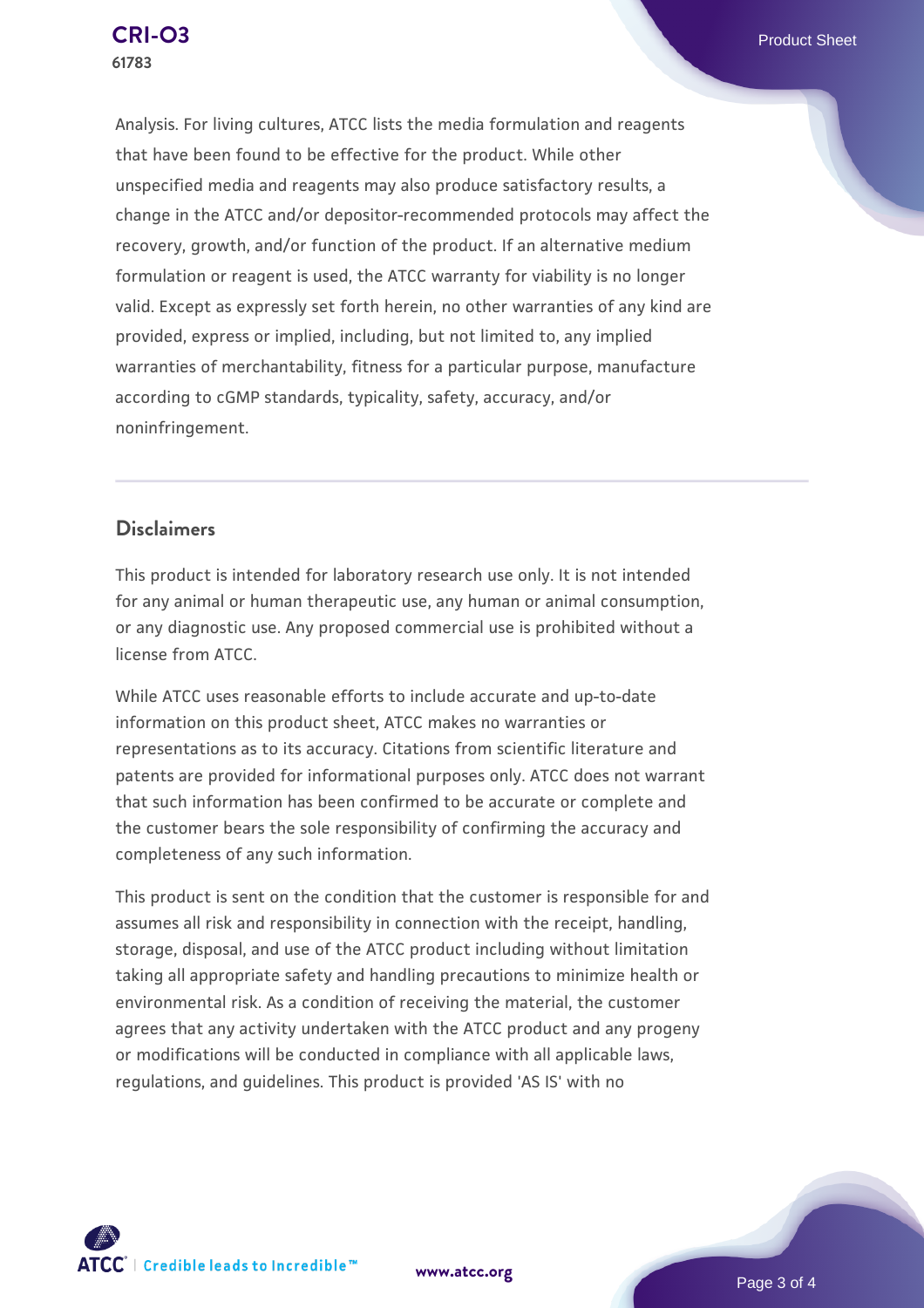Analysis. For living cultures, ATCC lists the media formulation and reagents that have been found to be effective for the product. While other unspecified media and reagents may also produce satisfactory results, a change in the ATCC and/or depositor-recommended protocols may affect the recovery, growth, and/or function of the product. If an alternative medium formulation or reagent is used, the ATCC warranty for viability is no longer valid. Except as expressly set forth herein, no other warranties of any kind are provided, express or implied, including, but not limited to, any implied warranties of merchantability, fitness for a particular purpose, manufacture according to cGMP standards, typicality, safety, accuracy, and/or noninfringement.

## Disclaimers

This product is intended for laboratory research use only. It is not intended for any animal or human therapeutic use, any human or animal consumption, or any diagnostic use. Any proposed commercial use is prohibited without a license from ATCC.

While ATCC uses reasonable efforts to include accurate and up-to-date information on this product sheet, ATCC makes no warranties or representations as to its accuracy. Citations from scientific literature and patents are provided for informational purposes only. ATCC does not warrant that such information has been confirmed to be accurate or complete and the customer bears the sole responsibility of confirming the accuracy and completeness of any such information.

This product is sent on the condition that the customer is responsible for and assumes all risk and responsibility in connection with the receipt, handling, storage, disposal, and use of the ATCC product including without limitation taking all appropriate safety and handling precautions to minimize health or environmental risk. As a condition of receiving the material, the customer agrees that any activity undertaken with the ATCC product and any progeny or modifications will be conducted in compliance with all applicable laws, regulations, and guidelines. This product is provided 'AS IS' with no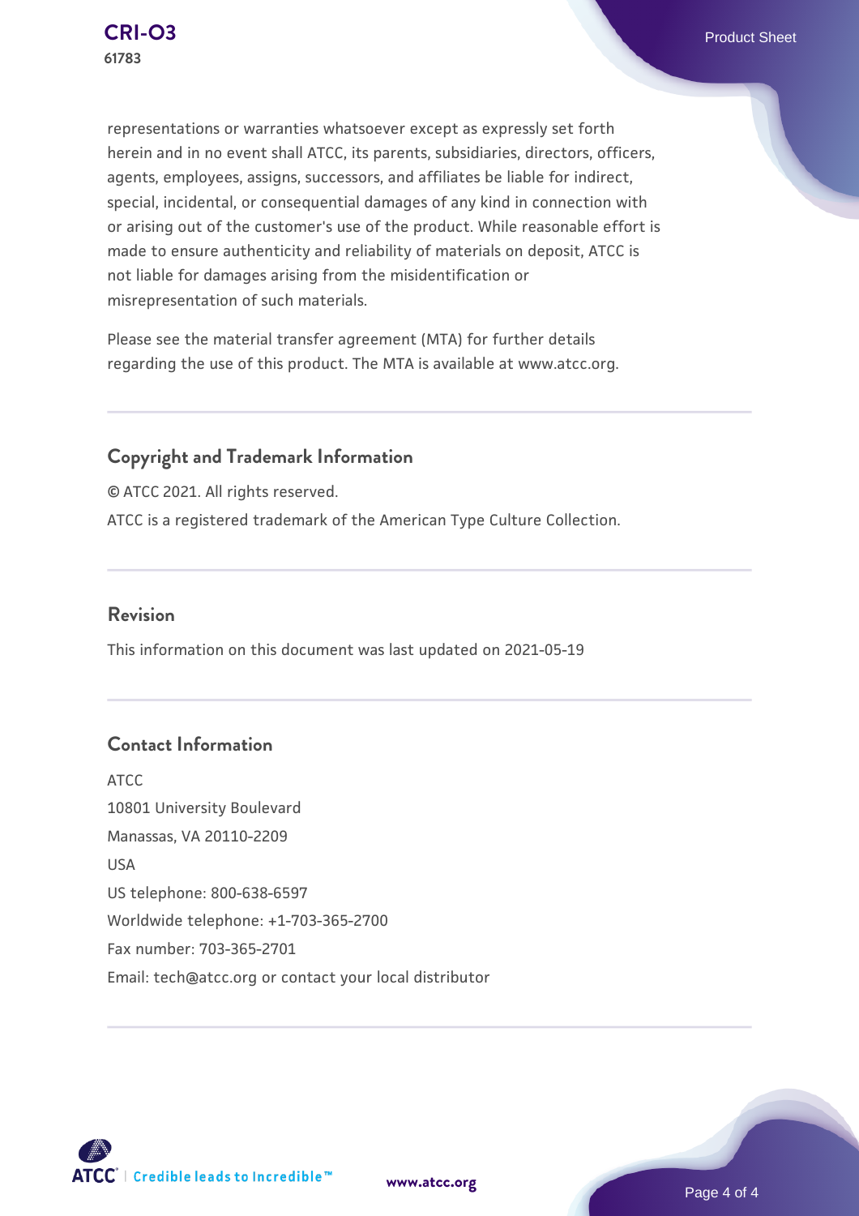representations or warranties whatsoever except as expressly set forth herein and in no event shall ATCC, its parents, subsidiaries, directors, officers, agents, employees, assigns, successors, and affiliates be liable for indirect, special, incidental, or consequential damages of any kind in connection with or arising out of the customer's use of the product. While reasonable effort is made to ensure authenticity and reliability of materials on deposit, ATCC is not liable for damages arising from the misidentification or misrepresentation of such materials.

Please see the material transfer agreement (MTA) for further details regarding the use of this product. The MTA is available at www.atcc.org.

## Copyright and Trademark Information

© ATCC 2021. All rights reserved.

ATCC is a registered trademark of the American Type Culture Collection.

## Revision

This information on this document was last updated on 2021-05-19

## Contact Information

ATCC
10801 University Boulevard
Manassas, VA 20110-2209
USA
US telephone: 800-638-6597
Worldwide telephone: +1-703-365-2700
Fax number: 703-365-2701
Email: tech@atcc.org or contact your local distributor